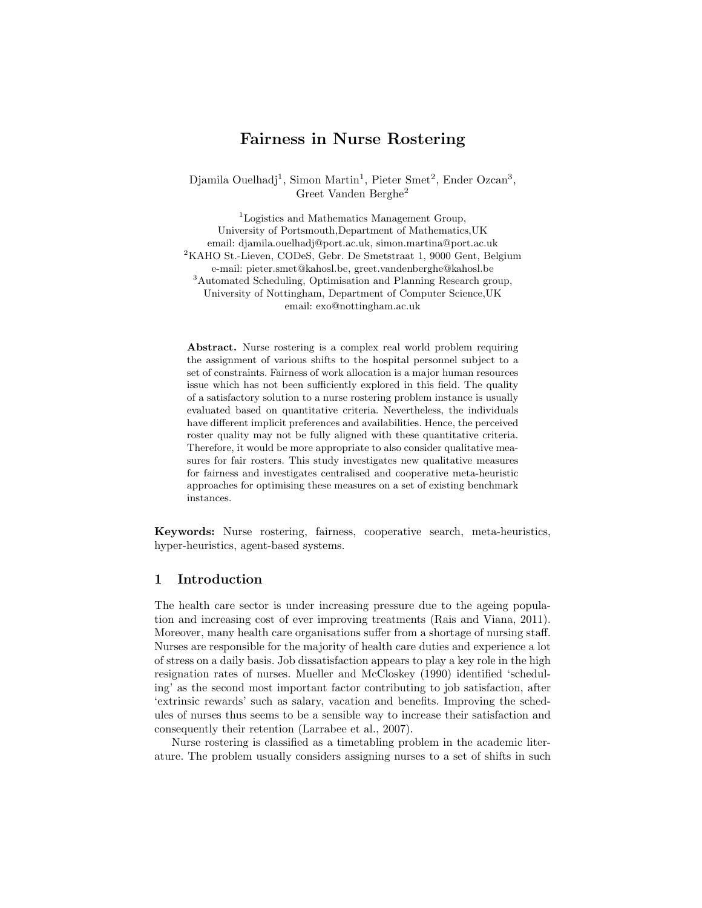# Fairness in Nurse Rostering

Djamila Ouelhadj[1], Simon Martin[1], Pieter Smet[2], Ender Ozcan[3], Greet Vanden Berghe[2]

[1]Logistics and Mathematics Management Group,
University of Portsmouth,Department of Mathematics,UK
email: djamila.ouelhadj@port.ac.uk, simon.martina@port.ac.uk
[2]KAHO St.-Lieven, CODeS, Gebr. De Smetstraat 1, 9000 Gent, Belgium
e-mail: pieter.smet@kahosl.be, greet.vandenberghe@kahosl.be
[3]Automated Scheduling, Optimisation and Planning Research group,
University of Nottingham, Department of Computer Science,UK
email: exo@nottingham.ac.uk

**Abstract.** Nurse rostering is a complex real world problem requiring the assignment of various shifts to the hospital personnel subject to a set of constraints. Fairness of work allocation is a major human resources issue which has not been sufficiently explored in this field. The quality of a satisfactory solution to a nurse rostering problem instance is usually evaluated based on quantitative criteria. Nevertheless, the individuals have different implicit preferences and availabilities. Hence, the perceived roster quality may not be fully aligned with these quantitative criteria. Therefore, it would be more appropriate to also consider qualitative measures for fair rosters. This study investigates new qualitative measures for fairness and investigates centralised and cooperative meta-heuristic approaches for optimising these measures on a set of existing benchmark instances.

**Keywords:** Nurse rostering, fairness, cooperative search, meta-heuristics, hyper-heuristics, agent-based systems.

## 1 Introduction

The health care sector is under increasing pressure due to the ageing population and increasing cost of ever improving treatments (Rais and Viana, 2011). Moreover, many health care organisations suffer from a shortage of nursing staff. Nurses are responsible for the majority of health care duties and experience a lot of stress on a daily basis. Job dissatisfaction appears to play a key role in the high resignation rates of nurses. Mueller and McCloskey (1990) identified 'scheduling' as the second most important factor contributing to job satisfaction, after 'extrinsic rewards' such as salary, vacation and benefits. Improving the schedules of nurses thus seems to be a sensible way to increase their satisfaction and consequently their retention (Larrabee et al., 2007).

Nurse rostering is classified as a timetabling problem in the academic literature. The problem usually considers assigning nurses to a set of shifts in such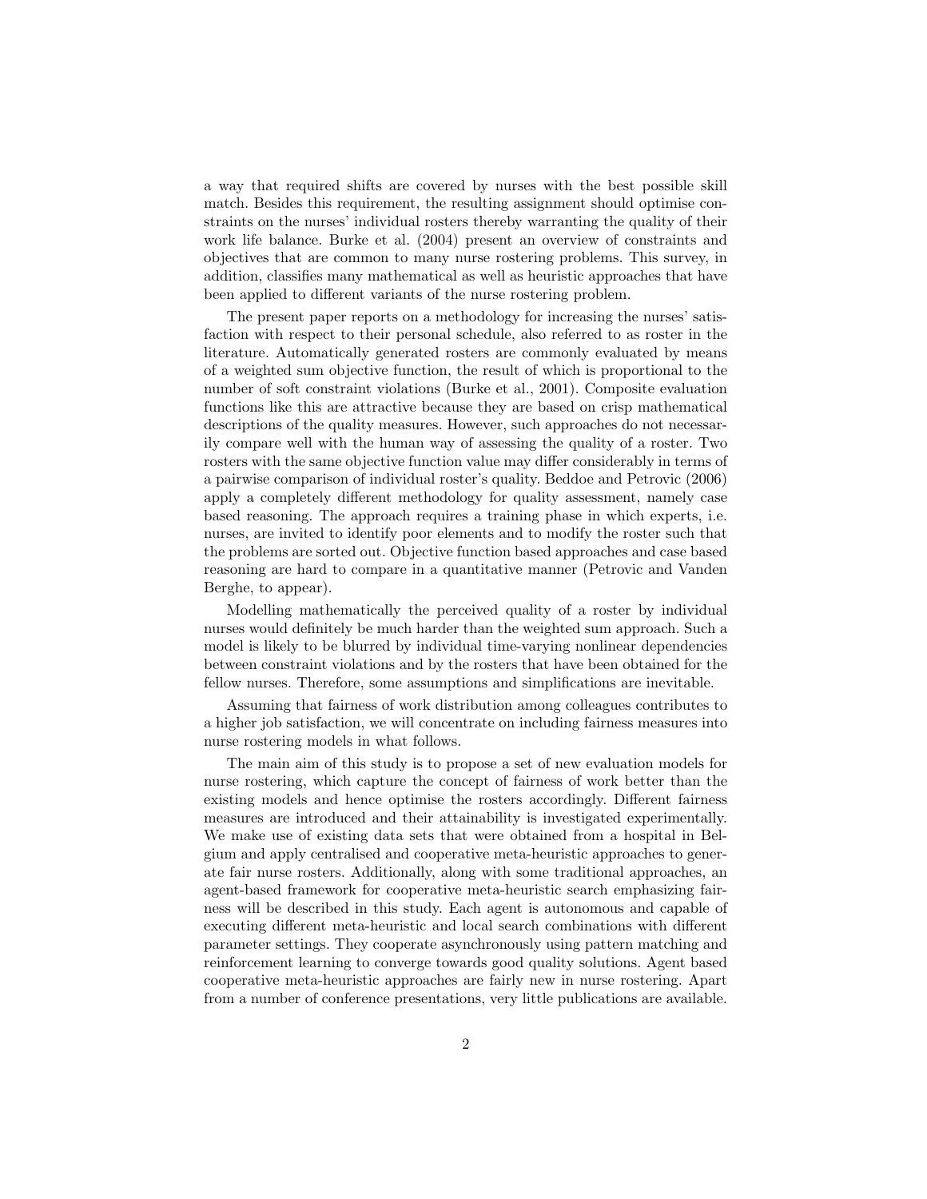a way that required shifts are covered by nurses with the best possible skill match. Besides this requirement, the resulting assignment should optimise constraints on the nurses' individual rosters thereby warranting the quality of their work life balance. Burke et al. (2004) present an overview of constraints and objectives that are common to many nurse rostering problems. This survey, in addition, classifies many mathematical as well as heuristic approaches that have been applied to different variants of the nurse rostering problem.

The present paper reports on a methodology for increasing the nurses' satisfaction with respect to their personal schedule, also referred to as roster in the literature. Automatically generated rosters are commonly evaluated by means of a weighted sum objective function, the result of which is proportional to the number of soft constraint violations (Burke et al., 2001). Composite evaluation functions like this are attractive because they are based on crisp mathematical descriptions of the quality measures. However, such approaches do not necessarily compare well with the human way of assessing the quality of a roster. Two rosters with the same objective function value may differ considerably in terms of a pairwise comparison of individual roster's quality. Beddoe and Petrovic (2006) apply a completely different methodology for quality assessment, namely case based reasoning. The approach requires a training phase in which experts, i.e. nurses, are invited to identify poor elements and to modify the roster such that the problems are sorted out. Objective function based approaches and case based reasoning are hard to compare in a quantitative manner (Petrovic and Vanden Berghe, to appear).

Modelling mathematically the perceived quality of a roster by individual nurses would definitely be much harder than the weighted sum approach. Such a model is likely to be blurred by individual time-varying nonlinear dependencies between constraint violations and by the rosters that have been obtained for the fellow nurses. Therefore, some assumptions and simplifications are inevitable.

Assuming that fairness of work distribution among colleagues contributes to a higher job satisfaction, we will concentrate on including fairness measures into nurse rostering models in what follows.

The main aim of this study is to propose a set of new evaluation models for nurse rostering, which capture the concept of fairness of work better than the existing models and hence optimise the rosters accordingly. Different fairness measures are introduced and their attainability is investigated experimentally. We make use of existing data sets that were obtained from a hospital in Belgium and apply centralised and cooperative meta-heuristic approaches to generate fair nurse rosters. Additionally, along with some traditional approaches, an agent-based framework for cooperative meta-heuristic search emphasizing fairness will be described in this study. Each agent is autonomous and capable of executing different meta-heuristic and local search combinations with different parameter settings. They cooperate asynchronously using pattern matching and reinforcement learning to converge towards good quality solutions. Agent based cooperative meta-heuristic approaches are fairly new in nurse rostering. Apart from a number of conference presentations, very little publications are available.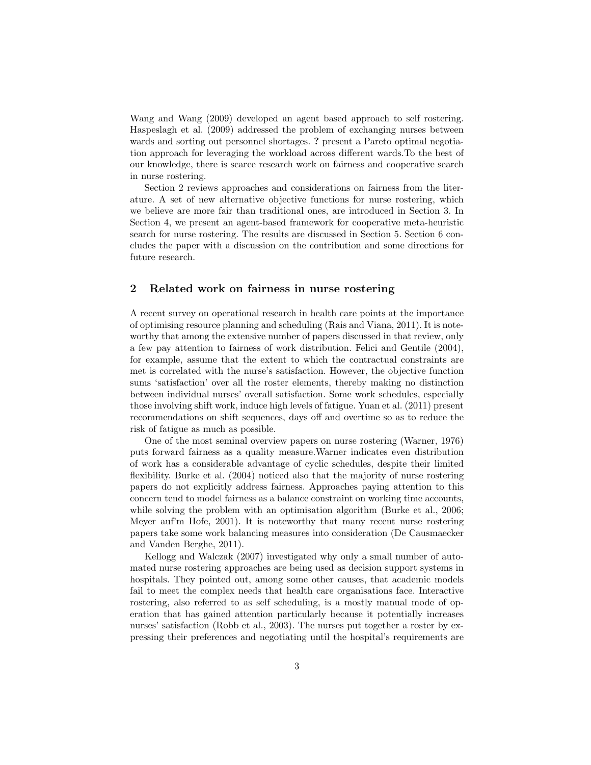Wang and Wang (2009) developed an agent based approach to self rostering. Haspeslagh et al. (2009) addressed the problem of exchanging nurses between wards and sorting out personnel shortages. **?** present a Pareto optimal negotiation approach for leveraging the workload across different wards.To the best of our knowledge, there is scarce research work on fairness and cooperative search in nurse rostering.

Section 2 reviews approaches and considerations on fairness from the literature. A set of new alternative objective functions for nurse rostering, which we believe are more fair than traditional ones, are introduced in Section 3. In Section 4, we present an agent-based framework for cooperative meta-heuristic search for nurse rostering. The results are discussed in Section 5. Section 6 concludes the paper with a discussion on the contribution and some directions for future research.

## 2 Related work on fairness in nurse rostering

A recent survey on operational research in health care points at the importance of optimising resource planning and scheduling (Rais and Viana, 2011). It is noteworthy that among the extensive number of papers discussed in that review, only a few pay attention to fairness of work distribution. Felici and Gentile (2004), for example, assume that the extent to which the contractual constraints are met is correlated with the nurse's satisfaction. However, the objective function sums 'satisfaction' over all the roster elements, thereby making no distinction between individual nurses' overall satisfaction. Some work schedules, especially those involving shift work, induce high levels of fatigue. Yuan et al. (2011) present recommendations on shift sequences, days off and overtime so as to reduce the risk of fatigue as much as possible.

One of the most seminal overview papers on nurse rostering (Warner, 1976) puts forward fairness as a quality measure.Warner indicates even distribution of work has a considerable advantage of cyclic schedules, despite their limited flexibility. Burke et al. (2004) noticed also that the majority of nurse rostering papers do not explicitly address fairness. Approaches paying attention to this concern tend to model fairness as a balance constraint on working time accounts, while solving the problem with an optimisation algorithm (Burke et al., 2006; Meyer auf'm Hofe, 2001). It is noteworthy that many recent nurse rostering papers take some work balancing measures into consideration (De Causmaecker and Vanden Berghe, 2011).

Kellogg and Walczak (2007) investigated why only a small number of automated nurse rostering approaches are being used as decision support systems in hospitals. They pointed out, among some other causes, that academic models fail to meet the complex needs that health care organisations face. Interactive rostering, also referred to as self scheduling, is a mostly manual mode of operation that has gained attention particularly because it potentially increases nurses' satisfaction (Robb et al., 2003). The nurses put together a roster by expressing their preferences and negotiating until the hospital's requirements are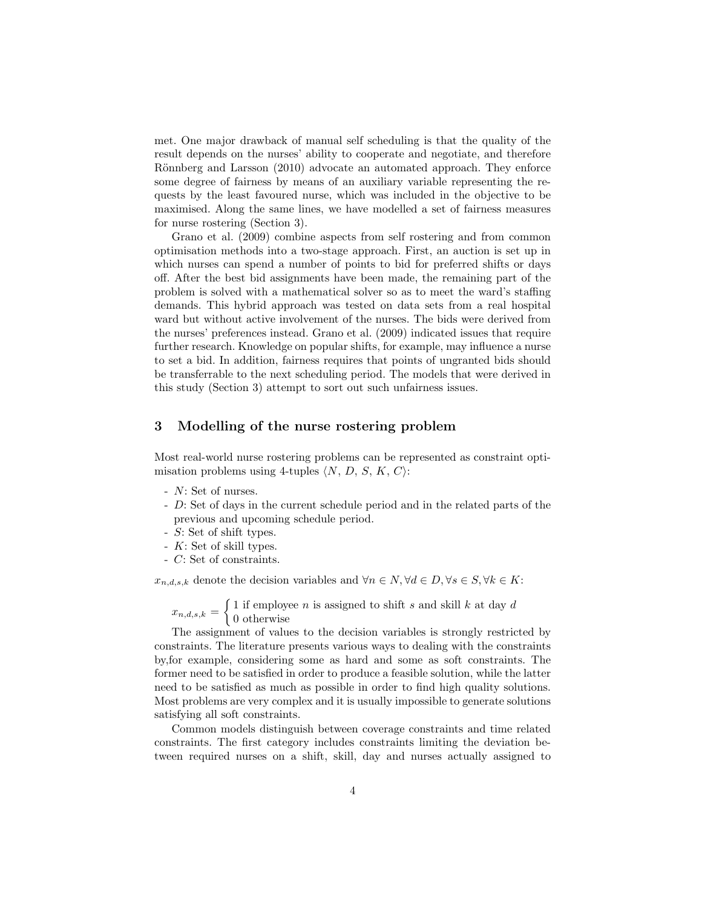met. One major drawback of manual self scheduling is that the quality of the result depends on the nurses' ability to cooperate and negotiate, and therefore Rönnberg and Larsson (2010) advocate an automated approach. They enforce some degree of fairness by means of an auxiliary variable representing the requests by the least favoured nurse, which was included in the objective to be maximised. Along the same lines, we have modelled a set of fairness measures for nurse rostering (Section 3).

Grano et al. (2009) combine aspects from self rostering and from common optimisation methods into a two-stage approach. First, an auction is set up in which nurses can spend a number of points to bid for preferred shifts or days off. After the best bid assignments have been made, the remaining part of the problem is solved with a mathematical solver so as to meet the ward's staffing demands. This hybrid approach was tested on data sets from a real hospital ward but without active involvement of the nurses. The bids were derived from the nurses' preferences instead. Grano et al. (2009) indicated issues that require further research. Knowledge on popular shifts, for example, may influence a nurse to set a bid. In addition, fairness requires that points of ungranted bids should be transferrable to the next scheduling period. The models that were derived in this study (Section 3) attempt to sort out such unfairness issues.

## 3 Modelling of the nurse rostering problem

Most real-world nurse rostering problems can be represented as constraint optimisation problems using 4-tuples $\langle N, D, S, K, C\rangle$:

- $N$: Set of nurses.
- $D$: Set of days in the current schedule period and in the related parts of the previous and upcoming schedule period.
- $S$: Set of shift types.
- $K$: Set of skill types.
- $C$: Set of constraints.

$x_{n,d,s,k}$ denote the decision variables and $\forall n \in N, \forall d \in D, \forall s \in S, \forall k \in K$:

$$x_{n,d,s,k} = \begin{cases} 1 \text{ if employee } n \text{ is assigned to shift } s \text{ and skill } k \text{ at day } d \\ 0 \text{ otherwise} \end{cases}$$

The assignment of values to the decision variables is strongly restricted by constraints. The literature presents various ways to dealing with the constraints by,for example, considering some as hard and some as soft constraints. The former need to be satisfied in order to produce a feasible solution, while the latter need to be satisfied as much as possible in order to find high quality solutions. Most problems are very complex and it is usually impossible to generate solutions satisfying all soft constraints.

Common models distinguish between coverage constraints and time related constraints. The first category includes constraints limiting the deviation between required nurses on a shift, skill, day and nurses actually assigned to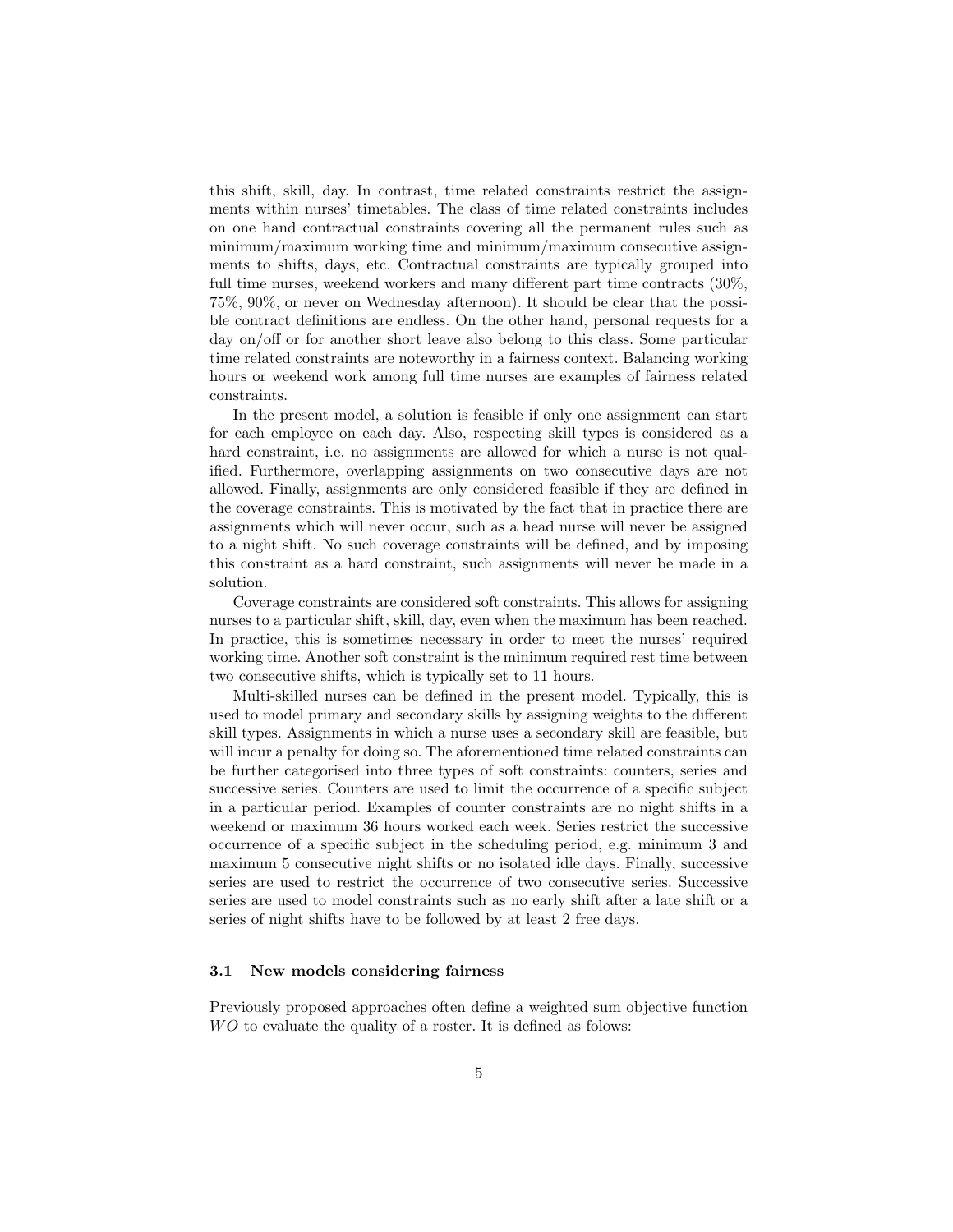this shift, skill, day. In contrast, time related constraints restrict the assignments within nurses' timetables. The class of time related constraints includes on one hand contractual constraints covering all the permanent rules such as minimum/maximum working time and minimum/maximum consecutive assignments to shifts, days, etc. Contractual constraints are typically grouped into full time nurses, weekend workers and many different part time contracts (30%, 75%, 90%, or never on Wednesday afternoon). It should be clear that the possible contract definitions are endless. On the other hand, personal requests for a day on/off or for another short leave also belong to this class. Some particular time related constraints are noteworthy in a fairness context. Balancing working hours or weekend work among full time nurses are examples of fairness related constraints.

In the present model, a solution is feasible if only one assignment can start for each employee on each day. Also, respecting skill types is considered as a hard constraint, i.e. no assignments are allowed for which a nurse is not qualified. Furthermore, overlapping assignments on two consecutive days are not allowed. Finally, assignments are only considered feasible if they are defined in the coverage constraints. This is motivated by the fact that in practice there are assignments which will never occur, such as a head nurse will never be assigned to a night shift. No such coverage constraints will be defined, and by imposing this constraint as a hard constraint, such assignments will never be made in a solution.

Coverage constraints are considered soft constraints. This allows for assigning nurses to a particular shift, skill, day, even when the maximum has been reached. In practice, this is sometimes necessary in order to meet the nurses' required working time. Another soft constraint is the minimum required rest time between two consecutive shifts, which is typically set to 11 hours.

Multi-skilled nurses can be defined in the present model. Typically, this is used to model primary and secondary skills by assigning weights to the different skill types. Assignments in which a nurse uses a secondary skill are feasible, but will incur a penalty for doing so. The aforementioned time related constraints can be further categorised into three types of soft constraints: counters, series and successive series. Counters are used to limit the occurrence of a specific subject in a particular period. Examples of counter constraints are no night shifts in a weekend or maximum 36 hours worked each week. Series restrict the successive occurrence of a specific subject in the scheduling period, e.g. minimum 3 and maximum 5 consecutive night shifts or no isolated idle days. Finally, successive series are used to restrict the occurrence of two consecutive series. Successive series are used to model constraints such as no early shift after a late shift or a series of night shifts have to be followed by at least 2 free days.

### 3.1 New models considering fairness

Previously proposed approaches often define a weighted sum objective function $WO$ to evaluate the quality of a roster. It is defined as folows: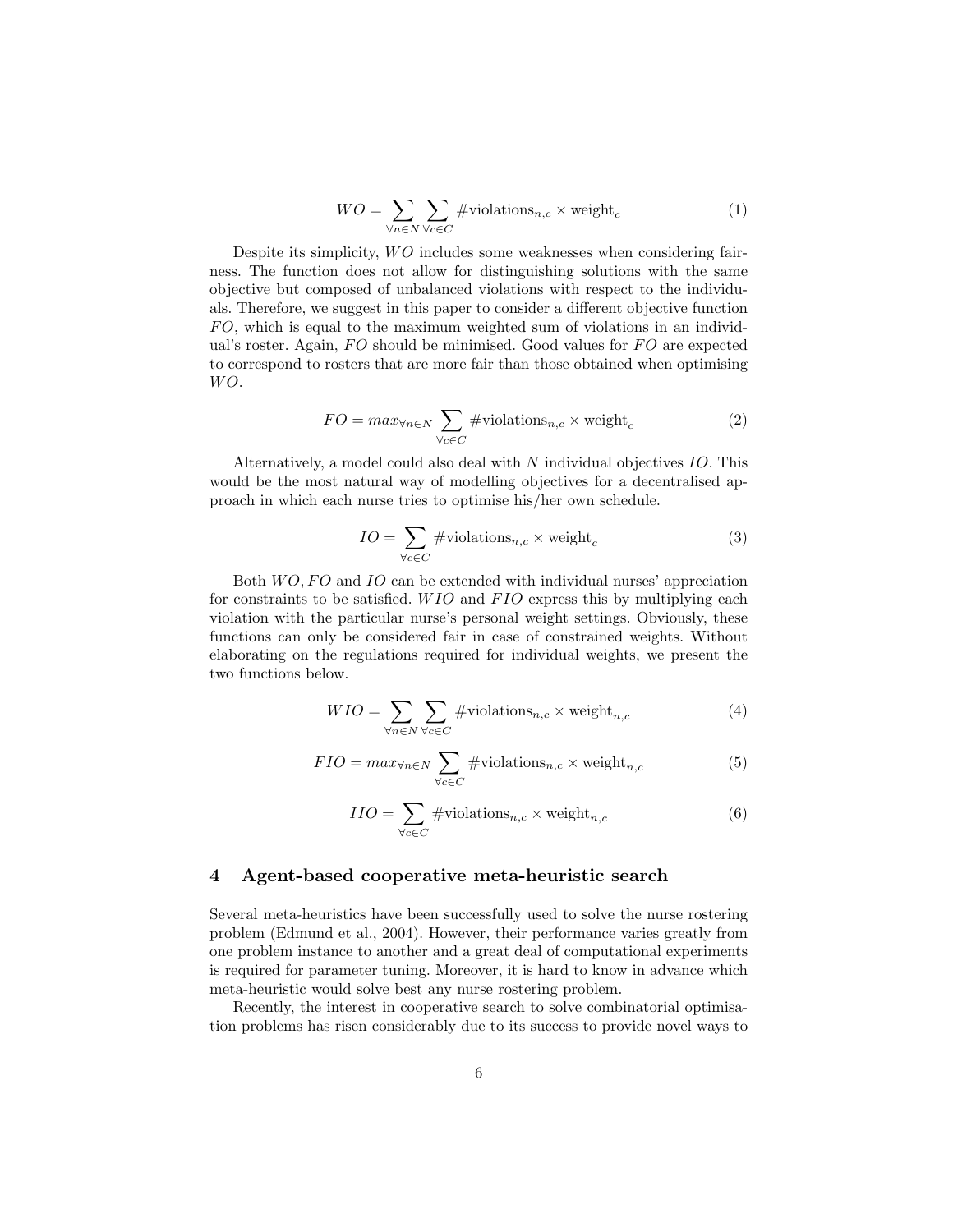$$WO = \sum_{\forall n \in N} \sum_{\forall c \in C} \#\text{violations}_{n,c} \times \text{weight}_c \tag{1}$$

Despite its simplicity, $WO$ includes some weaknesses when considering fairness. The function does not allow for distinguishing solutions with the same objective but composed of unbalanced violations with respect to the individuals. Therefore, we suggest in this paper to consider a different objective function $FO$, which is equal to the maximum weighted sum of violations in an individual's roster. Again, $FO$ should be minimised. Good values for $FO$ are expected to correspond to rosters that are more fair than those obtained when optimising $WO$.

$$FO = max_{\forall n \in N} \sum_{\forall c \in C} \#\text{violations}_{n,c} \times \text{weight}_c \tag{2}$$

Alternatively, a model could also deal with $N$ individual objectives $IO$. This would be the most natural way of modelling objectives for a decentralised approach in which each nurse tries to optimise his/her own schedule.

$$IO = \sum_{\forall c \in C} \#\text{violations}_{n,c} \times \text{weight}_c \tag{3}$$

Both $WO, FO$ and $IO$ can be extended with individual nurses' appreciation for constraints to be satisfied. $WIO$ and $FIO$ express this by multiplying each violation with the particular nurse's personal weight settings. Obviously, these functions can only be considered fair in case of constrained weights. Without elaborating on the regulations required for individual weights, we present the two functions below.

$$WIO = \sum_{\forall n \in N} \sum_{\forall c \in C} \#\text{violations}_{n,c} \times \text{weight}_{n,c} \tag{4}$$

$$FIO = max_{\forall n \in N} \sum_{\forall c \in C} \#\text{violations}_{n,c} \times \text{weight}_{n,c} \tag{5}$$

$$IIO = \sum_{\forall c \in C} \#\text{violations}_{n,c} \times \text{weight}_{n,c} \tag{6}$$

## 4 Agent-based cooperative meta-heuristic search

Several meta-heuristics have been successfully used to solve the nurse rostering problem (Edmund et al., 2004). However, their performance varies greatly from one problem instance to another and a great deal of computational experiments is required for parameter tuning. Moreover, it is hard to know in advance which meta-heuristic would solve best any nurse rostering problem.

Recently, the interest in cooperative search to solve combinatorial optimisation problems has risen considerably due to its success to provide novel ways to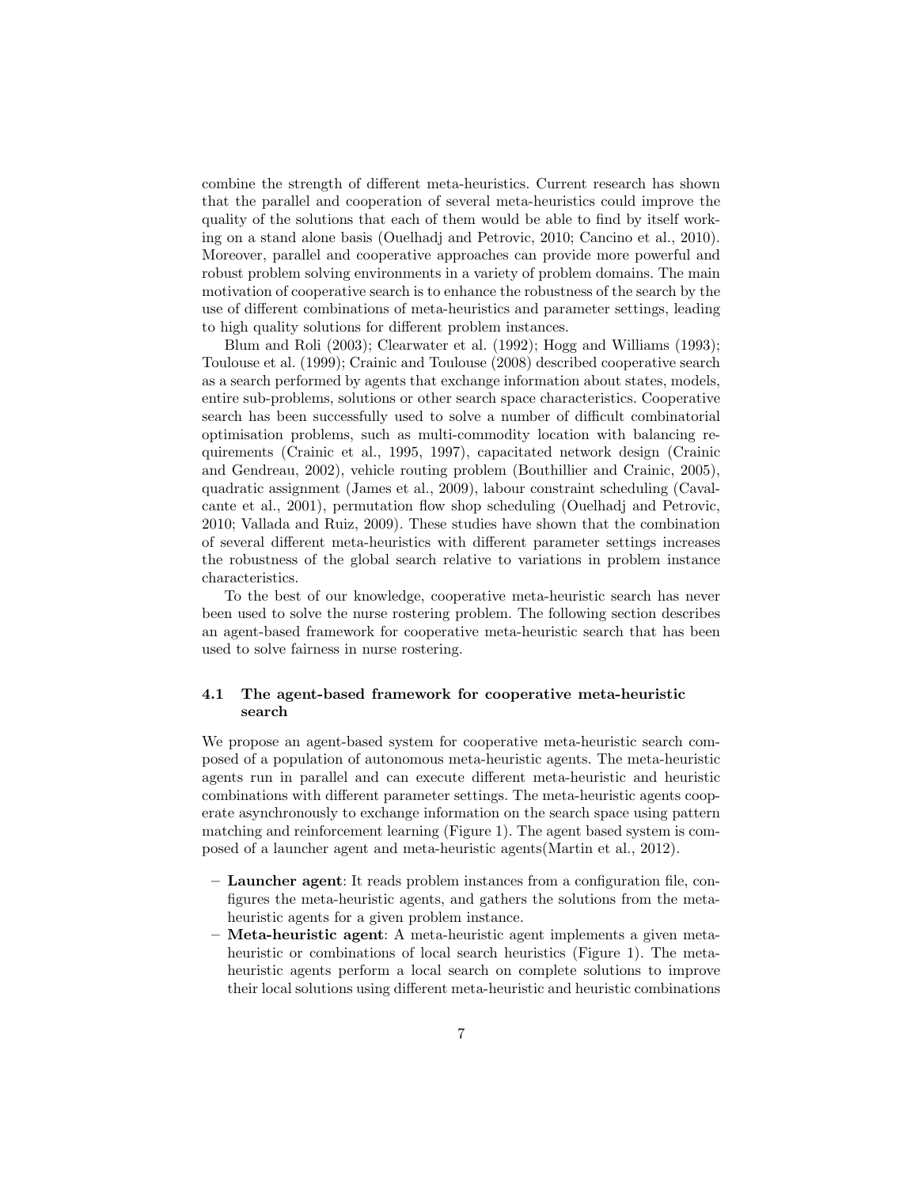combine the strength of different meta-heuristics. Current research has shown that the parallel and cooperation of several meta-heuristics could improve the quality of the solutions that each of them would be able to find by itself working on a stand alone basis (Ouelhadj and Petrovic, 2010; Cancino et al., 2010). Moreover, parallel and cooperative approaches can provide more powerful and robust problem solving environments in a variety of problem domains. The main motivation of cooperative search is to enhance the robustness of the search by the use of different combinations of meta-heuristics and parameter settings, leading to high quality solutions for different problem instances.

Blum and Roli (2003); Clearwater et al. (1992); Hogg and Williams (1993); Toulouse et al. (1999); Crainic and Toulouse (2008) described cooperative search as a search performed by agents that exchange information about states, models, entire sub-problems, solutions or other search space characteristics. Cooperative search has been successfully used to solve a number of difficult combinatorial optimisation problems, such as multi-commodity location with balancing requirements (Crainic et al., 1995, 1997), capacitated network design (Crainic and Gendreau, 2002), vehicle routing problem (Bouthillier and Crainic, 2005), quadratic assignment (James et al., 2009), labour constraint scheduling (Cavalcante et al., 2001), permutation flow shop scheduling (Ouelhadj and Petrovic, 2010; Vallada and Ruiz, 2009). These studies have shown that the combination of several different meta-heuristics with different parameter settings increases the robustness of the global search relative to variations in problem instance characteristics.

To the best of our knowledge, cooperative meta-heuristic search has never been used to solve the nurse rostering problem. The following section describes an agent-based framework for cooperative meta-heuristic search that has been used to solve fairness in nurse rostering.

### 4.1 The agent-based framework for cooperative meta-heuristic search

We propose an agent-based system for cooperative meta-heuristic search composed of a population of autonomous meta-heuristic agents. The meta-heuristic agents run in parallel and can execute different meta-heuristic and heuristic combinations with different parameter settings. The meta-heuristic agents cooperate asynchronously to exchange information on the search space using pattern matching and reinforcement learning (Figure 1). The agent based system is composed of a launcher agent and meta-heuristic agents(Martin et al., 2012).

- **Launcher agent**: It reads problem instances from a configuration file, configures the meta-heuristic agents, and gathers the solutions from the meta-heuristic agents for a given problem instance.
- **Meta-heuristic agent**: A meta-heuristic agent implements a given meta-heuristic or combinations of local search heuristics (Figure 1). The meta-heuristic agents perform a local search on complete solutions to improve their local solutions using different meta-heuristic and heuristic combinations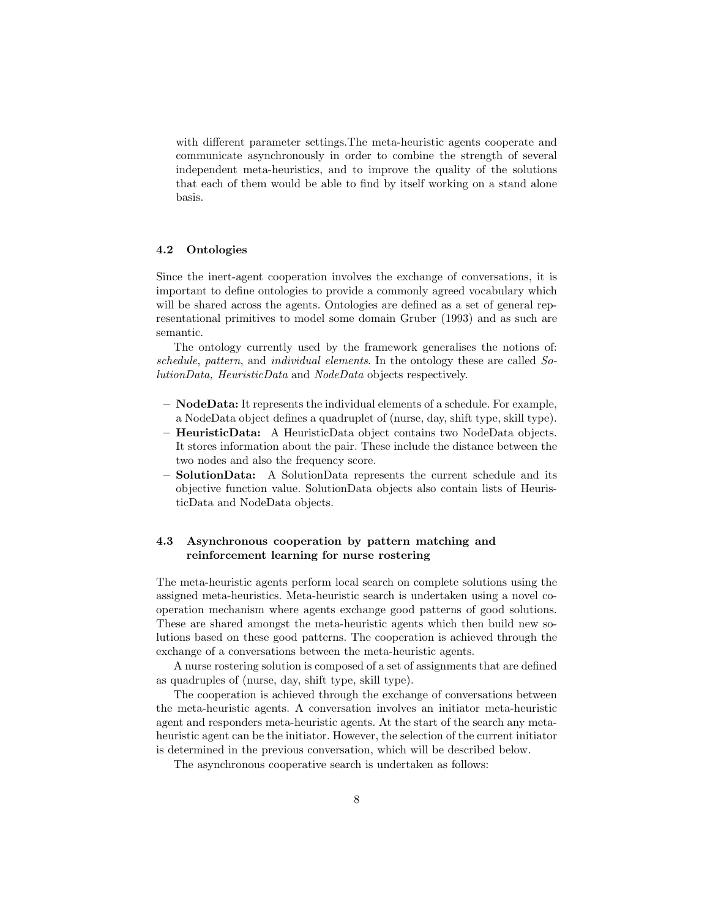with different parameter settings.The meta-heuristic agents cooperate and communicate asynchronously in order to combine the strength of several independent meta-heuristics, and to improve the quality of the solutions that each of them would be able to find by itself working on a stand alone basis.

### 4.2 Ontologies

Since the inert-agent cooperation involves the exchange of conversations, it is important to define ontologies to provide a commonly agreed vocabulary which will be shared across the agents. Ontologies are defined as a set of general representational primitives to model some domain Gruber (1993) and as such are semantic.

The ontology currently used by the framework generalises the notions of: *schedule*, *pattern*, and *individual elements*. In the ontology these are called *SolutionData, HeuristicData* and *NodeData* objects respectively.

- **NodeData:** It represents the individual elements of a schedule. For example, a NodeData object defines a quadruplet of (nurse, day, shift type, skill type).
- **HeuristicData:** A HeuristicData object contains two NodeData objects. It stores information about the pair. These include the distance between the two nodes and also the frequency score.
- **SolutionData:** A SolutionData represents the current schedule and its objective function value. SolutionData objects also contain lists of HeuristicData and NodeData objects.

### 4.3 Asynchronous cooperation by pattern matching and reinforcement learning for nurse rostering

The meta-heuristic agents perform local search on complete solutions using the assigned meta-heuristics. Meta-heuristic search is undertaken using a novel cooperation mechanism where agents exchange good patterns of good solutions. These are shared amongst the meta-heuristic agents which then build new solutions based on these good patterns. The cooperation is achieved through the exchange of a conversations between the meta-heuristic agents.

A nurse rostering solution is composed of a set of assignments that are defined as quadruples of (nurse, day, shift type, skill type).

The cooperation is achieved through the exchange of conversations between the meta-heuristic agents. A conversation involves an initiator meta-heuristic agent and responders meta-heuristic agents. At the start of the search any meta-heuristic agent can be the initiator. However, the selection of the current initiator is determined in the previous conversation, which will be described below.

The asynchronous cooperative search is undertaken as follows: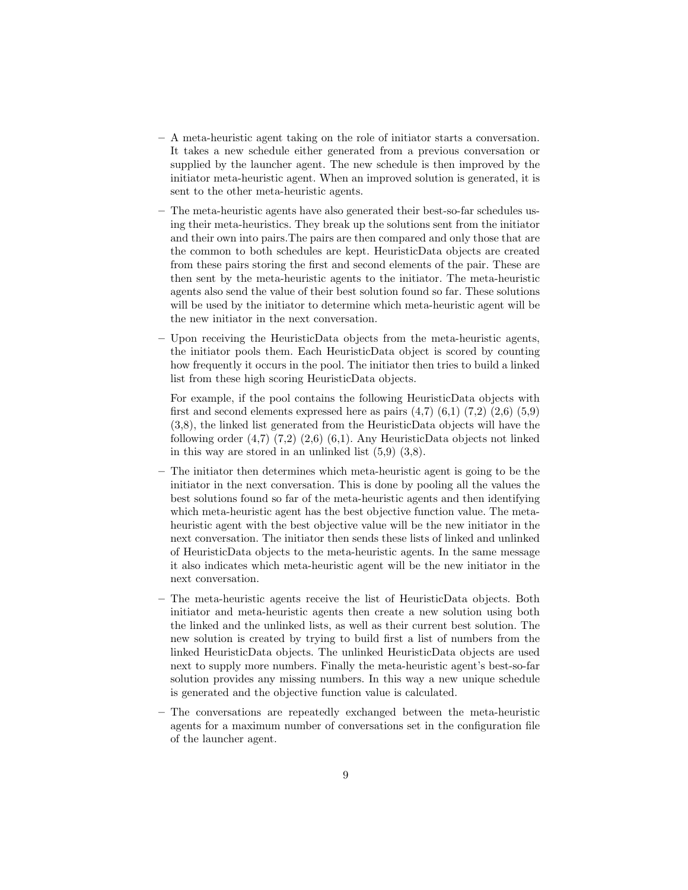- A meta-heuristic agent taking on the role of initiator starts a conversation. It takes a new schedule either generated from a previous conversation or supplied by the launcher agent. The new schedule is then improved by the initiator meta-heuristic agent. When an improved solution is generated, it is sent to the other meta-heuristic agents.
- The meta-heuristic agents have also generated their best-so-far schedules using their meta-heuristics. They break up the solutions sent from the initiator and their own into pairs.The pairs are then compared and only those that are the common to both schedules are kept. HeuristicData objects are created from these pairs storing the first and second elements of the pair. These are then sent by the meta-heuristic agents to the initiator. The meta-heuristic agents also send the value of their best solution found so far. These solutions will be used by the initiator to determine which meta-heuristic agent will be the new initiator in the next conversation.
- Upon receiving the HeuristicData objects from the meta-heuristic agents, the initiator pools them. Each HeuristicData object is scored by counting how frequently it occurs in the pool. The initiator then tries to build a linked list from these high scoring HeuristicData objects.

  For example, if the pool contains the following HeuristicData objects with first and second elements expressed here as pairs (4,7) (6,1) (7,2) (2,6) (5,9) (3,8), the linked list generated from the HeuristicData objects will have the following order (4,7) (7,2) (2,6) (6,1). Any HeuristicData objects not linked in this way are stored in an unlinked list (5,9) (3,8).
- The initiator then determines which meta-heuristic agent is going to be the initiator in the next conversation. This is done by pooling all the values the best solutions found so far of the meta-heuristic agents and then identifying which meta-heuristic agent has the best objective function value. The meta-heuristic agent with the best objective value will be the new initiator in the next conversation. The initiator then sends these lists of linked and unlinked of HeuristicData objects to the meta-heuristic agents. In the same message it also indicates which meta-heuristic agent will be the new initiator in the next conversation.
- The meta-heuristic agents receive the list of HeuristicData objects. Both initiator and meta-heuristic agents then create a new solution using both the linked and the unlinked lists, as well as their current best solution. The new solution is created by trying to build first a list of numbers from the linked HeuristicData objects. The unlinked HeuristicData objects are used next to supply more numbers. Finally the meta-heuristic agent's best-so-far solution provides any missing numbers. In this way a new unique schedule is generated and the objective function value is calculated.
- The conversations are repeatedly exchanged between the meta-heuristic agents for a maximum number of conversations set in the configuration file of the launcher agent.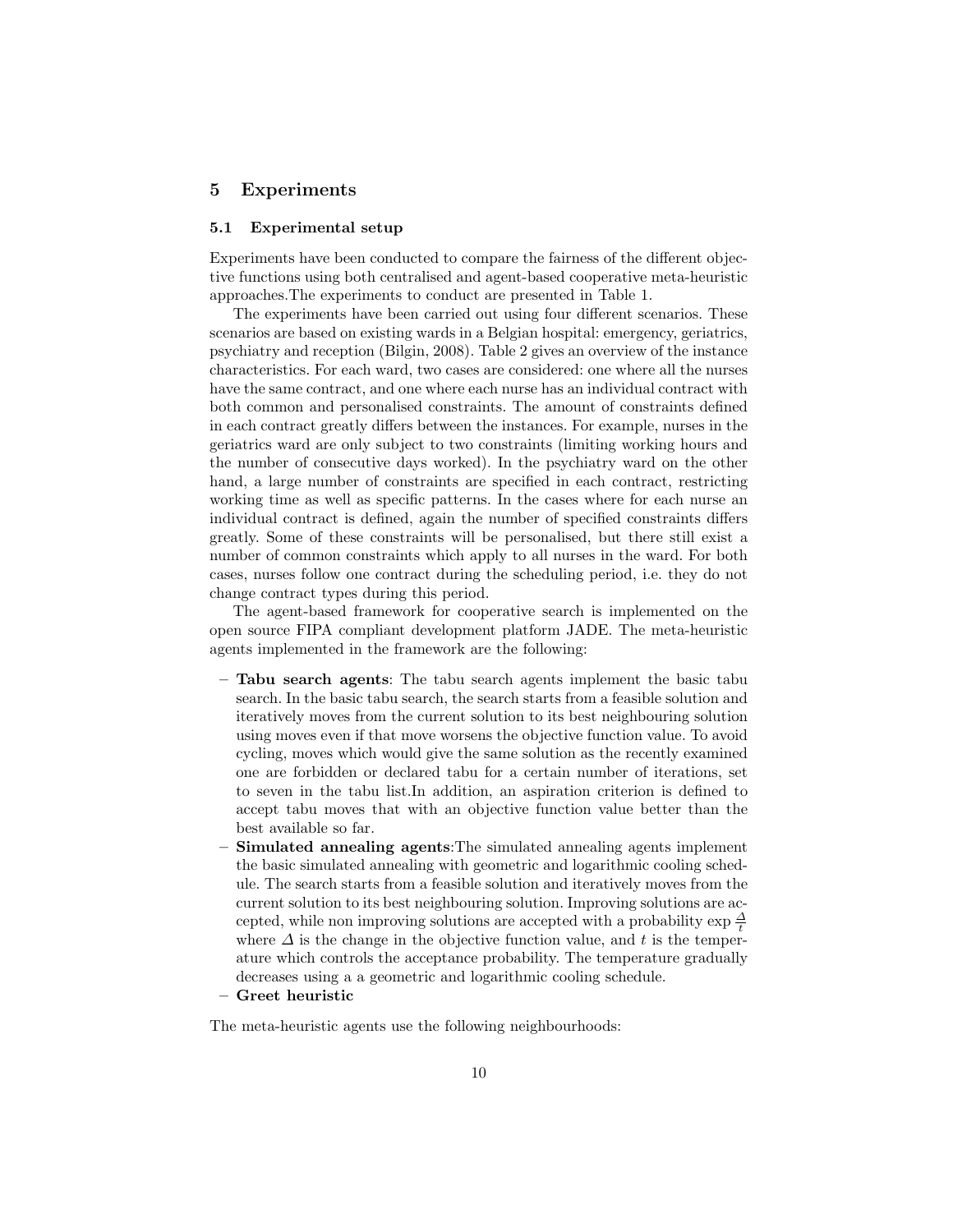## 5 Experiments

### 5.1 Experimental setup

Experiments have been conducted to compare the fairness of the different objective functions using both centralised and agent-based cooperative meta-heuristic approaches.The experiments to conduct are presented in Table 1.

The experiments have been carried out using four different scenarios. These scenarios are based on existing wards in a Belgian hospital: emergency, geriatrics, psychiatry and reception (Bilgin, 2008). Table 2 gives an overview of the instance characteristics. For each ward, two cases are considered: one where all the nurses have the same contract, and one where each nurse has an individual contract with both common and personalised constraints. The amount of constraints defined in each contract greatly differs between the instances. For example, nurses in the geriatrics ward are only subject to two constraints (limiting working hours and the number of consecutive days worked). In the psychiatry ward on the other hand, a large number of constraints are specified in each contract, restricting working time as well as specific patterns. In the cases where for each nurse an individual contract is defined, again the number of specified constraints differs greatly. Some of these constraints will be personalised, but there still exist a number of common constraints which apply to all nurses in the ward. For both cases, nurses follow one contract during the scheduling period, i.e. they do not change contract types during this period.

The agent-based framework for cooperative search is implemented on the open source FIPA compliant development platform JADE. The meta-heuristic agents implemented in the framework are the following:

- **Tabu search agents**: The tabu search agents implement the basic tabu search. In the basic tabu search, the search starts from a feasible solution and iteratively moves from the current solution to its best neighbouring solution using moves even if that move worsens the objective function value. To avoid cycling, moves which would give the same solution as the recently examined one are forbidden or declared tabu for a certain number of iterations, set to seven in the tabu list.In addition, an aspiration criterion is defined to accept tabu moves that with an objective function value better than the best available so far.
- **Simulated annealing agents**:The simulated annealing agents implement the basic simulated annealing with geometric and logarithmic cooling schedule. The search starts from a feasible solution and iteratively moves from the current solution to its best neighbouring solution. Improving solutions are accepted, while non improving solutions are accepted with a probability $\exp \frac{\Delta}{t}$ where $\Delta$ is the change in the objective function value, and $t$ is the temperature which controls the acceptance probability. The temperature gradually decreases using a a geometric and logarithmic cooling schedule.
- **Greet heuristic**

The meta-heuristic agents use the following neighbourhoods: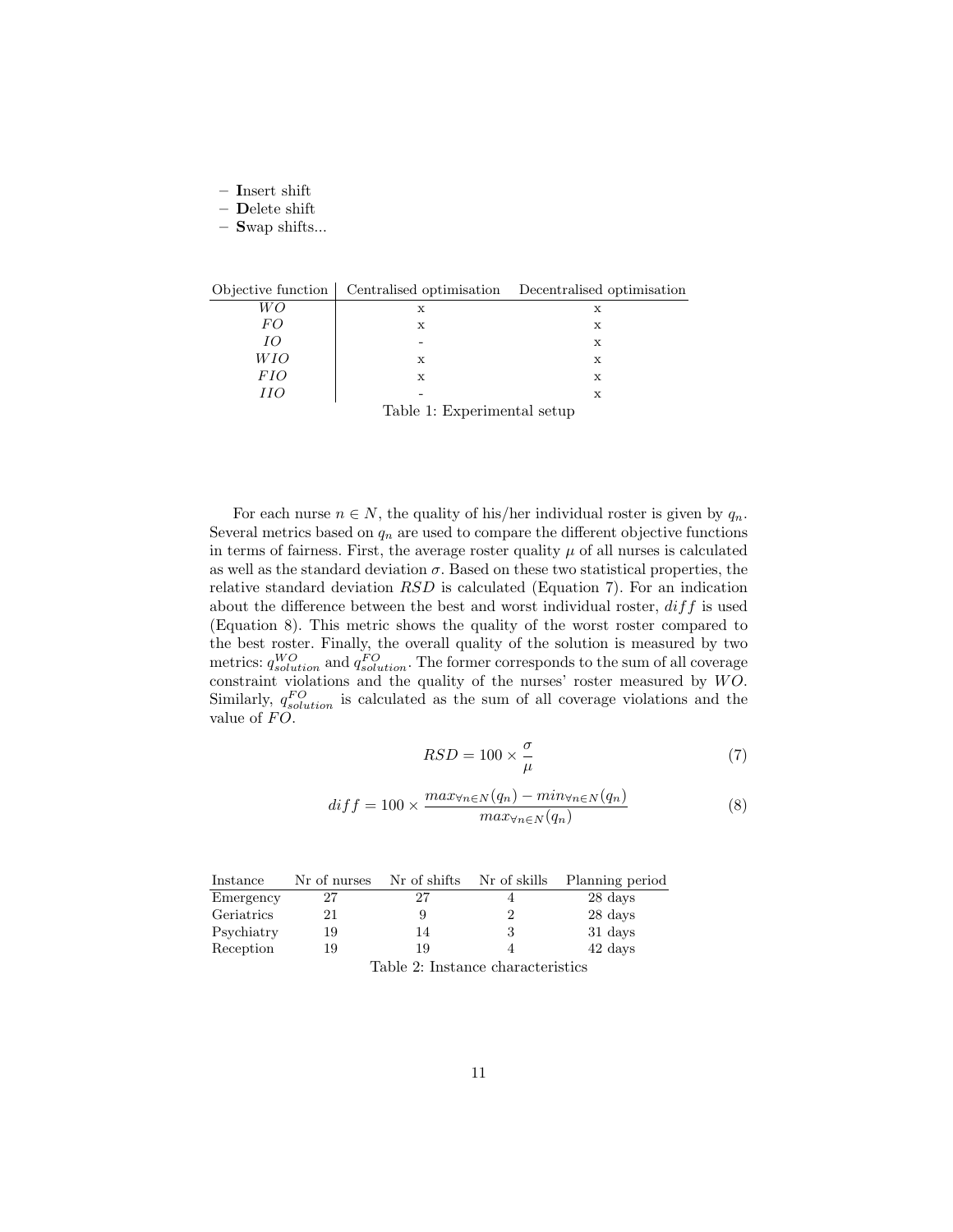- **I**nsert shift
- **D**elete shift
- **S**wap shifts...

| Objective function | Centralised optimisation | Decentralised optimisation |
|---|---|---|
| $WO$ | x | x |
| $FO$ | x | x |
| $IO$ | - | x |
| $WIO$ | x | x |
| $FIO$ | x | x |
| $IIO$ | - | x |

Table 1: Experimental setup

For each nurse $n \in N$, the quality of his/her individual roster is given by $q_n$. Several metrics based on $q_n$ are used to compare the different objective functions in terms of fairness. First, the average roster quality $\mu$ of all nurses is calculated as well as the standard deviation $\sigma$. Based on these two statistical properties, the relative standard deviation $RSD$ is calculated (Equation 7). For an indication about the difference between the best and worst individual roster, $diff$ is used (Equation 8). This metric shows the quality of the worst roster compared to the best roster. Finally, the overall quality of the solution is measured by two metrics: $q^{WO}_{solution}$ and $q^{FO}_{solution}$. The former corresponds to the sum of all coverage constraint violations and the quality of the nurses' roster measured by $WO$. Similarly, $q^{FO}_{solution}$ is calculated as the sum of all coverage violations and the value of $FO$.

$$RSD = 100 \times \frac{\sigma}{\mu} \tag{7}$$

$$diff = 100 \times \frac{max_{\forall n \in N}(q_n) - min_{\forall n \in N}(q_n)}{max_{\forall n \in N}(q_n)} \tag{8}$$

| Instance | Nr of nurses | Nr of shifts | Nr of skills | Planning period |
|---|---|---|---|---|
| Emergency | 27 | 27 | 4 | 28 days |
| Geriatrics | 21 | 9 | 2 | 28 days |
| Psychiatry | 19 | 14 | 3 | 31 days |
| Reception | 19 | 19 | 4 | 42 days |

Table 2: Instance characteristics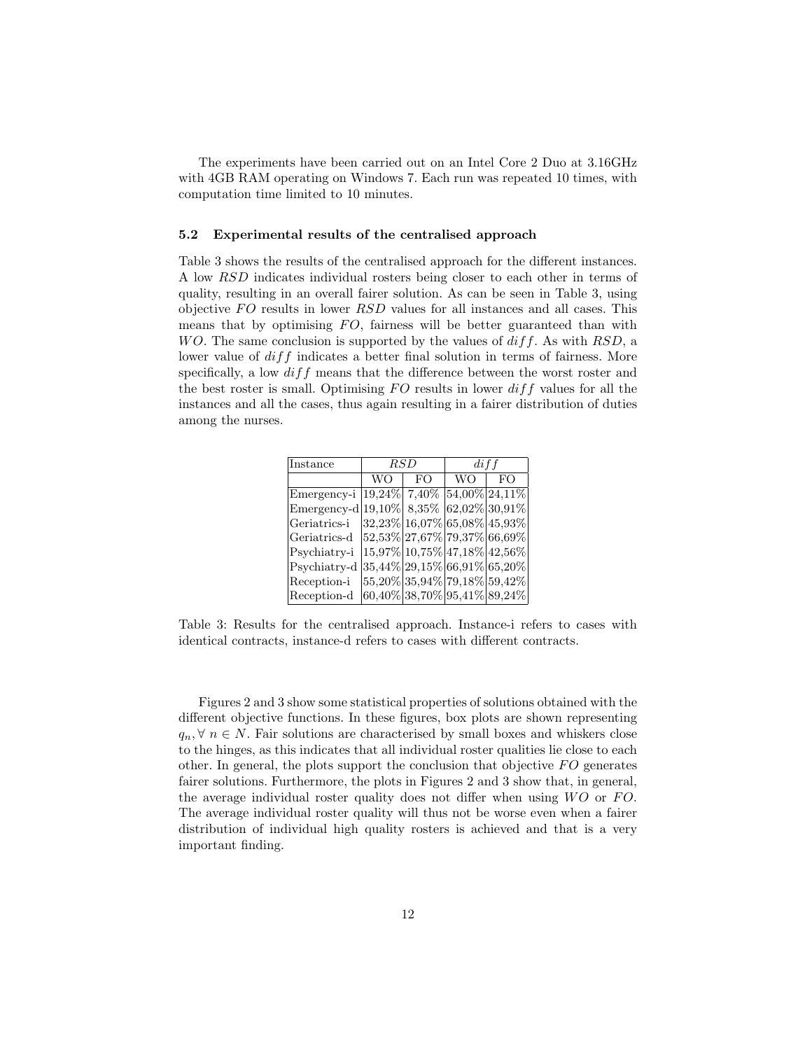The experiments have been carried out on an Intel Core 2 Duo at 3.16GHz with 4GB RAM operating on Windows 7. Each run was repeated 10 times, with computation time limited to 10 minutes.

### 5.2 Experimental results of the centralised approach

Table 3 shows the results of the centralised approach for the different instances. A low $RSD$ indicates individual rosters being closer to each other in terms of quality, resulting in an overall fairer solution. As can be seen in Table 3, using objective $FO$ results in lower $RSD$ values for all instances and all cases. This means that by optimising $FO$, fairness will be better guaranteed than with $WO$. The same conclusion is supported by the values of $diff$. As with $RSD$, a lower value of $diff$ indicates a better final solution in terms of fairness. More specifically, a low $diff$ means that the difference between the worst roster and the best roster is small. Optimising $FO$ results in lower $diff$ values for all the instances and all the cases, thus again resulting in a fairer distribution of duties among the nurses.

| Instance | $RSD$ | | $diff$ | |
|---|---|---|---|---|
| | WO | FO | WO | FO |
| Emergency-i | 19,24% | 7,40% | 54,00% | 24,11% |
| Emergency-d | 19,10% | 8,35% | 62,02% | 30,91% |
| Geriatrics-i | 32,23% | 16,07% | 65,08% | 45,93% |
| Geriatrics-d | 52,53% | 27,67% | 79,37% | 66,69% |
| Psychiatry-i | 15,97% | 10,75% | 47,18% | 42,56% |
| Psychiatry-d | 35,44% | 29,15% | 66,91% | 65,20% |
| Reception-i | 55,20% | 35,94% | 79,18% | 59,42% |
| Reception-d | 60,40% | 38,70% | 95,41% | 89,24% |

Table 3: Results for the centralised approach. Instance-i refers to cases with identical contracts, instance-d refers to cases with different contracts.

Figures 2 and 3 show some statistical properties of solutions obtained with the different objective functions. In these figures, box plots are shown representing $q_n, \forall\ n \in N$. Fair solutions are characterised by small boxes and whiskers close to the hinges, as this indicates that all individual roster qualities lie close to each other. In general, the plots support the conclusion that objective $FO$ generates fairer solutions. Furthermore, the plots in Figures 2 and 3 show that, in general, the average individual roster quality does not differ when using $WO$ or $FO$. The average individual roster quality will thus not be worse even when a fairer distribution of individual high quality rosters is achieved and that is a very important finding.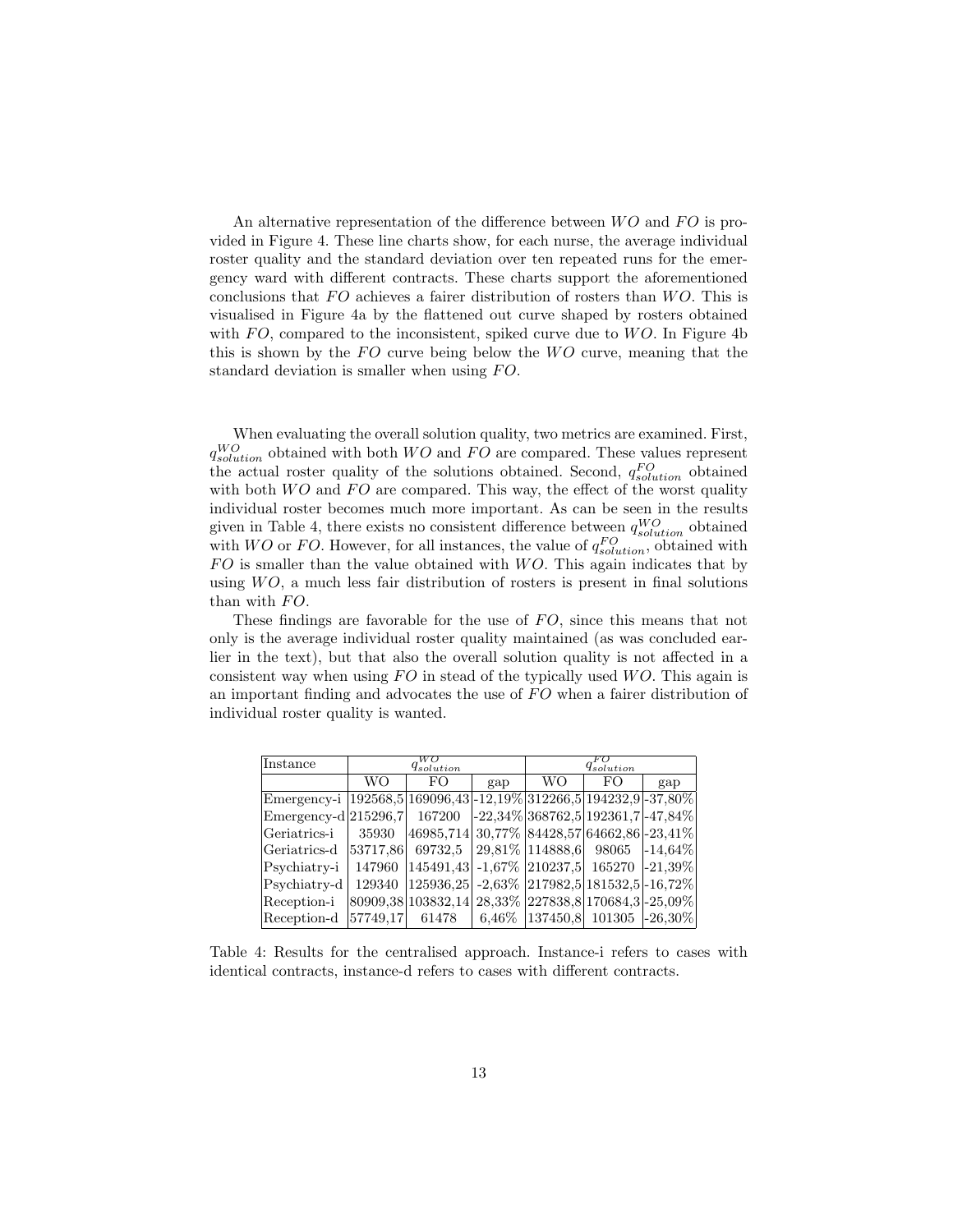An alternative representation of the difference between $WO$ and $FO$ is provided in Figure 4. These line charts show, for each nurse, the average individual roster quality and the standard deviation over ten repeated runs for the emergency ward with different contracts. These charts support the aforementioned conclusions that $FO$ achieves a fairer distribution of rosters than $WO$. This is visualised in Figure 4a by the flattened out curve shaped by rosters obtained with $FO$, compared to the inconsistent, spiked curve due to $WO$. In Figure 4b this is shown by the $FO$ curve being below the $WO$ curve, meaning that the standard deviation is smaller when using $FO$.

When evaluating the overall solution quality, two metrics are examined. First, $q^{WO}_{solution}$ obtained with both $WO$ and $FO$ are compared. These values represent the actual roster quality of the solutions obtained. Second, $q^{FO}_{solution}$ obtained with both $WO$ and $FO$ are compared. This way, the effect of the worst quality individual roster becomes much more important. As can be seen in the results given in Table 4, there exists no consistent difference between $q^{WO}_{solution}$ obtained with $WO$ or $FO$. However, for all instances, the value of $q^{FO}_{solution}$, obtained with $FO$ is smaller than the value obtained with $WO$. This again indicates that by using $WO$, a much less fair distribution of rosters is present in final solutions than with $FO$.

These findings are favorable for the use of $FO$, since this means that not only is the average individual roster quality maintained (as was concluded earlier in the text), but that also the overall solution quality is not affected in a consistent way when using $FO$ in stead of the typically used $WO$. This again is an important finding and advocates the use of $FO$ when a fairer distribution of individual roster quality is wanted.

| Instance | $q^{WO}_{solution}$ | | | $q^{FO}_{solution}$ | | |
|---|---|---|---|---|---|---|
| | WO | FO | gap | WO | FO | gap |
| Emergency-i | 192568,5 | 169096,43 | -12,19% | 312266,5 | 194232,9 | -37,80% |
| Emergency-d | 215296,7 | 167200 | -22,34% | 368762,5 | 192361,7 | -47,84% |
| Geriatrics-i | 35930 | 46985,714 | 30,77% | 84428,57 | 64662,86 | -23,41% |
| Geriatrics-d | 53717,86 | 69732,5 | 29,81% | 114888,6 | 98065 | -14,64% |
| Psychiatry-i | 147960 | 145491,43 | -1,67% | 210237,5 | 165270 | -21,39% |
| Psychiatry-d | 129340 | 125936,25 | -2,63% | 217982,5 | 181532,5 | -16,72% |
| Reception-i | 80909,38 | 103832,14 | 28,33% | 227838,8 | 170684,3 | -25,09% |
| Reception-d | 57749,17 | 61478 | 6,46% | 137450,8 | 101305 | -26,30% |

Table 4: Results for the centralised approach. Instance-i refers to cases with identical contracts, instance-d refers to cases with different contracts.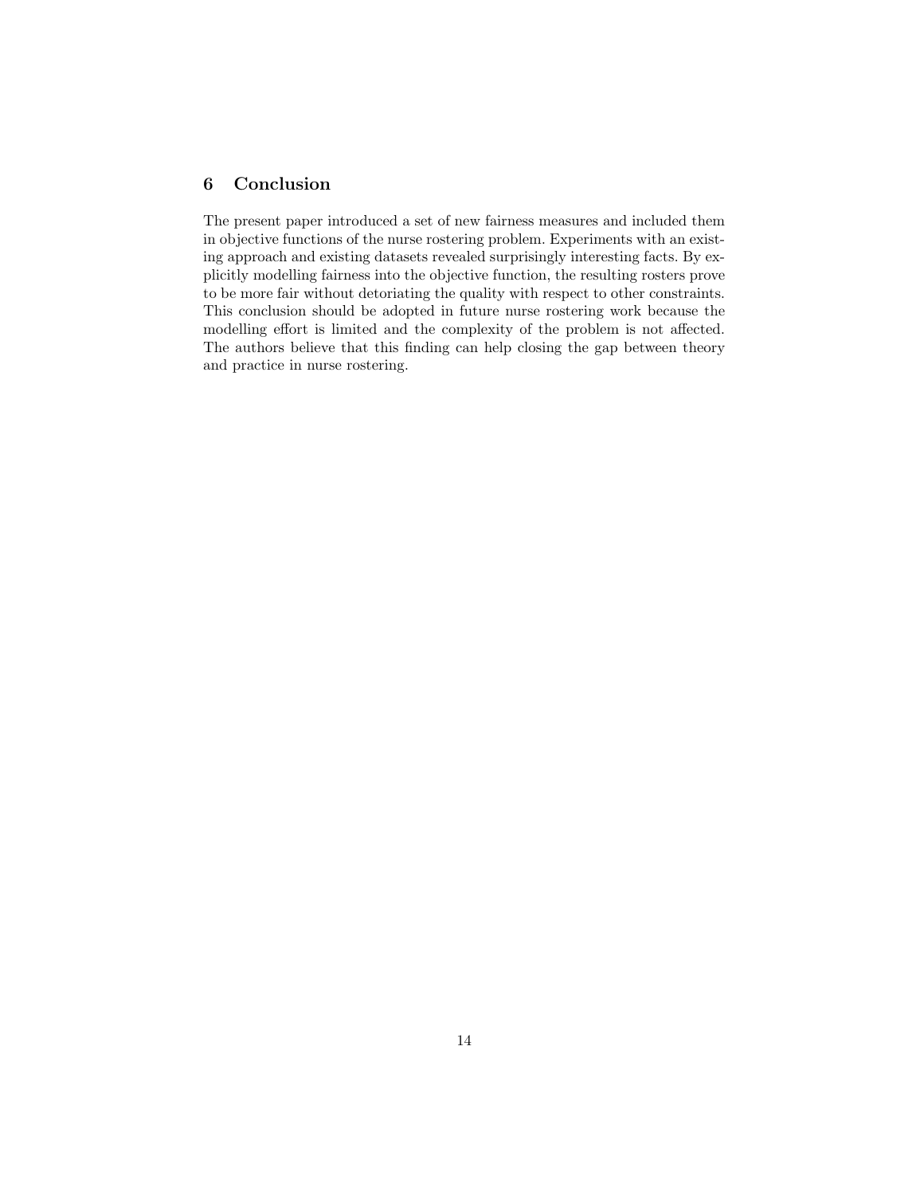## 6 Conclusion

The present paper introduced a set of new fairness measures and included them in objective functions of the nurse rostering problem. Experiments with an existing approach and existing datasets revealed surprisingly interesting facts. By explicitly modelling fairness into the objective function, the resulting rosters prove to be more fair without detoriating the quality with respect to other constraints. This conclusion should be adopted in future nurse rostering work because the modelling effort is limited and the complexity of the problem is not affected. The authors believe that this finding can help closing the gap between theory and practice in nurse rostering.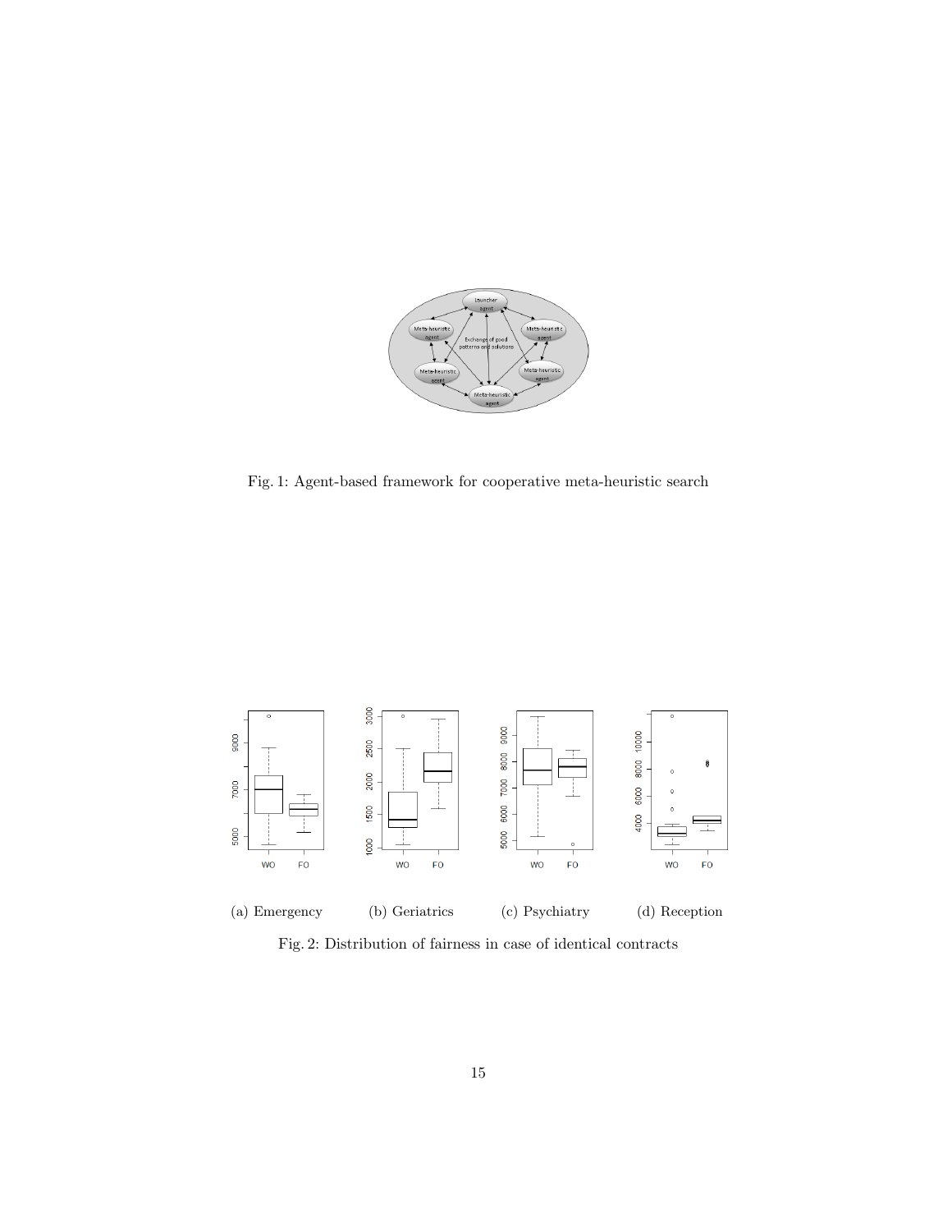Fig. 1: Agent-based framework for cooperative meta-heuristic search

(a) Emergency (b) Geriatrics (c) Psychiatry (d) Reception

Fig. 2: Distribution of fairness in case of identical contracts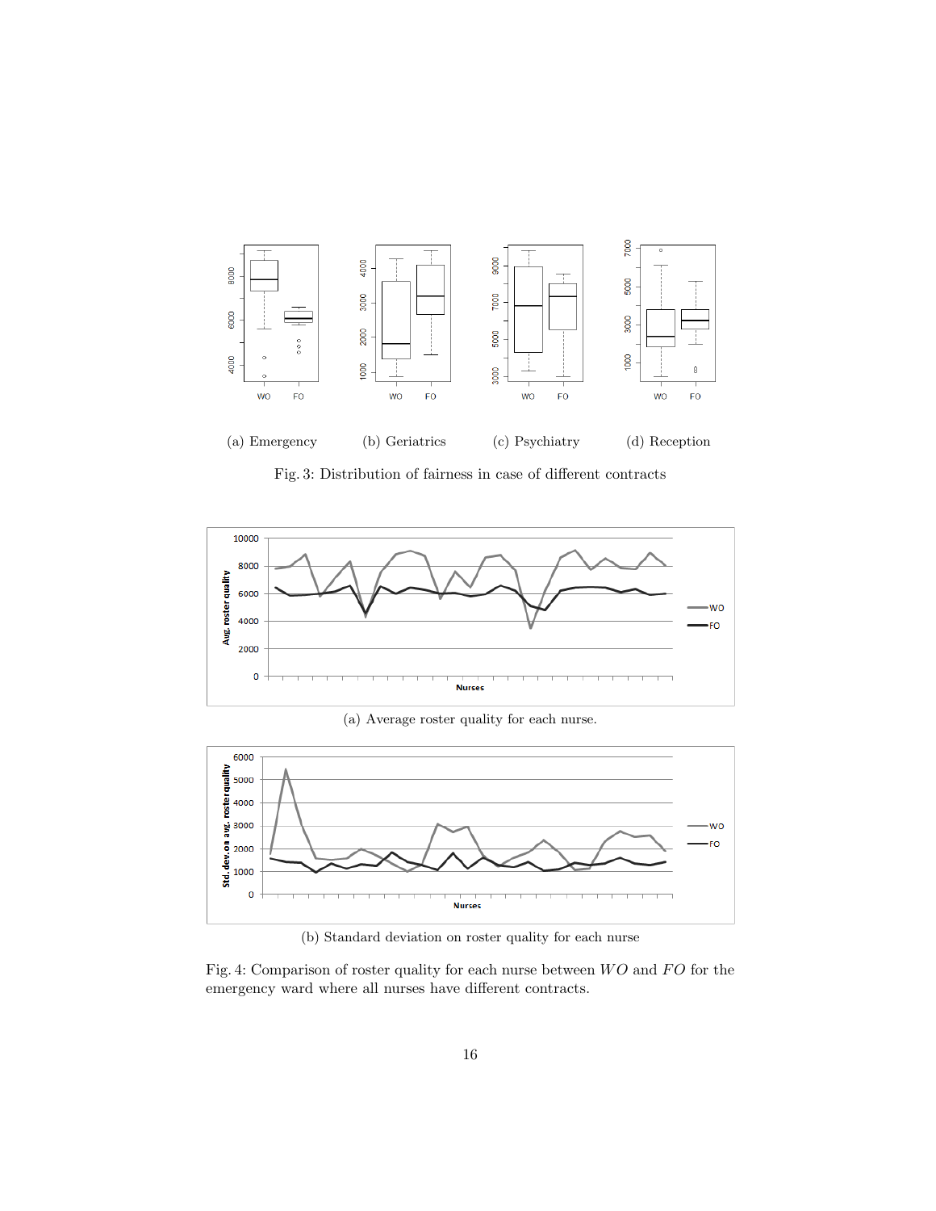(a) Emergency (b) Geriatrics (c) Psychiatry (d) Reception

Fig. 3: Distribution of fairness in case of different contracts

(a) Average roster quality for each nurse.

(b) Standard deviation on roster quality for each nurse

Fig. 4: Comparison of roster quality for each nurse between $WO$ and $FO$ for the emergency ward where all nurses have different contracts.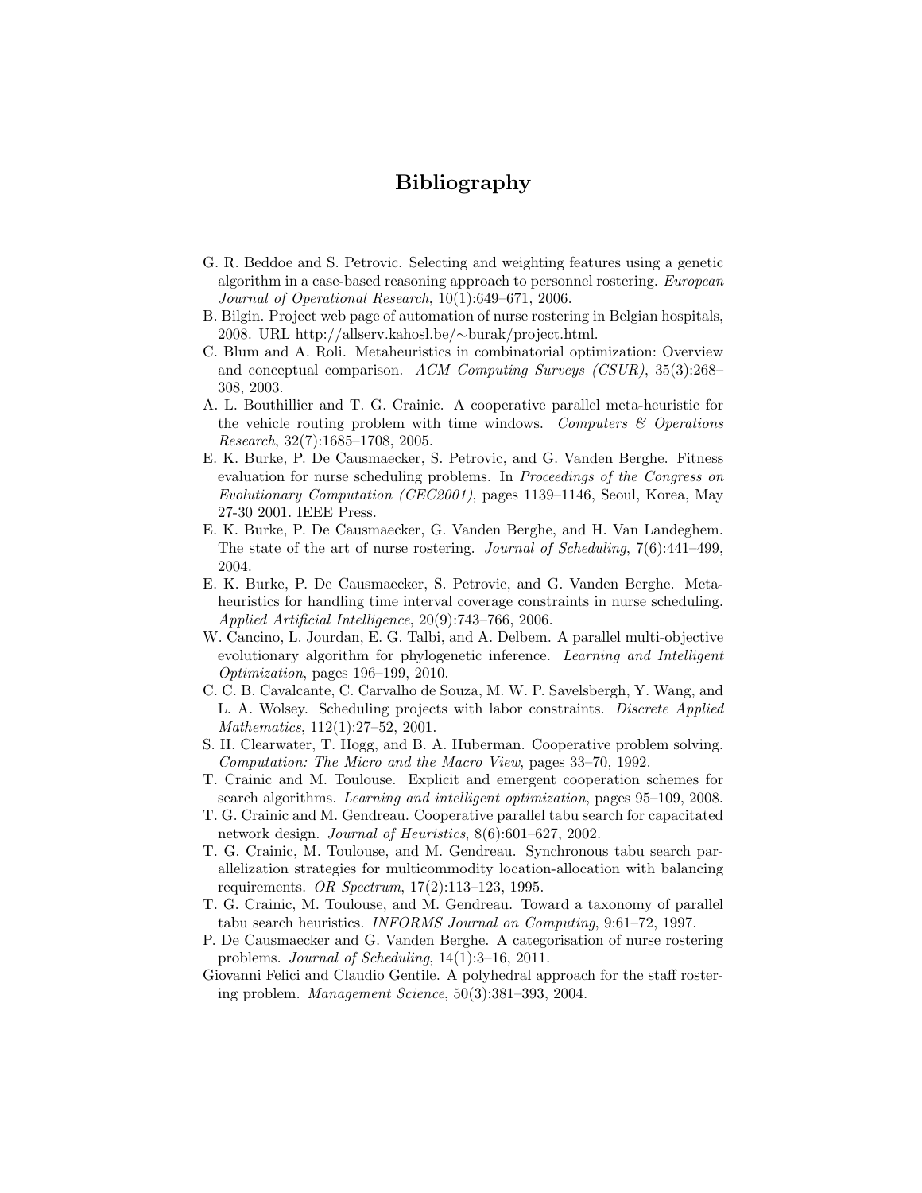# Bibliography

G. R. Beddoe and S. Petrovic. Selecting and weighting features using a genetic algorithm in a case-based reasoning approach to personnel rostering. *European Journal of Operational Research*, 10(1):649–671, 2006.

B. Bilgin. Project web page of automation of nurse rostering in Belgian hospitals, 2008. URL http://allserv.kahosl.be/∼burak/project.html.

C. Blum and A. Roli. Metaheuristics in combinatorial optimization: Overview and conceptual comparison. *ACM Computing Surveys (CSUR)*, 35(3):268–308, 2003.

A. L. Bouthillier and T. G. Crainic. A cooperative parallel meta-heuristic for the vehicle routing problem with time windows. *Computers & Operations Research*, 32(7):1685–1708, 2005.

E. K. Burke, P. De Causmaecker, S. Petrovic, and G. Vanden Berghe. Fitness evaluation for nurse scheduling problems. In *Proceedings of the Congress on Evolutionary Computation (CEC2001)*, pages 1139–1146, Seoul, Korea, May 27-30 2001. IEEE Press.

E. K. Burke, P. De Causmaecker, G. Vanden Berghe, and H. Van Landeghem. The state of the art of nurse rostering. *Journal of Scheduling*, 7(6):441–499, 2004.

E. K. Burke, P. De Causmaecker, S. Petrovic, and G. Vanden Berghe. Metaheuristics for handling time interval coverage constraints in nurse scheduling. *Applied Artificial Intelligence*, 20(9):743–766, 2006.

W. Cancino, L. Jourdan, E. G. Talbi, and A. Delbem. A parallel multi-objective evolutionary algorithm for phylogenetic inference. *Learning and Intelligent Optimization*, pages 196–199, 2010.

C. C. B. Cavalcante, C. Carvalho de Souza, M. W. P. Savelsbergh, Y. Wang, and L. A. Wolsey. Scheduling projects with labor constraints. *Discrete Applied Mathematics*, 112(1):27–52, 2001.

S. H. Clearwater, T. Hogg, and B. A. Huberman. Cooperative problem solving. *Computation: The Micro and the Macro View*, pages 33–70, 1992.

T. Crainic and M. Toulouse. Explicit and emergent cooperation schemes for search algorithms. *Learning and intelligent optimization*, pages 95–109, 2008.

T. G. Crainic and M. Gendreau. Cooperative parallel tabu search for capacitated network design. *Journal of Heuristics*, 8(6):601–627, 2002.

T. G. Crainic, M. Toulouse, and M. Gendreau. Synchronous tabu search parallelization strategies for multicommodity location-allocation with balancing requirements. *OR Spectrum*, 17(2):113–123, 1995.

T. G. Crainic, M. Toulouse, and M. Gendreau. Toward a taxonomy of parallel tabu search heuristics. *INFORMS Journal on Computing*, 9:61–72, 1997.

P. De Causmaecker and G. Vanden Berghe. A categorisation of nurse rostering problems. *Journal of Scheduling*, 14(1):3–16, 2011.

Giovanni Felici and Claudio Gentile. A polyhedral approach for the staff rostering problem. *Management Science*, 50(3):381–393, 2004.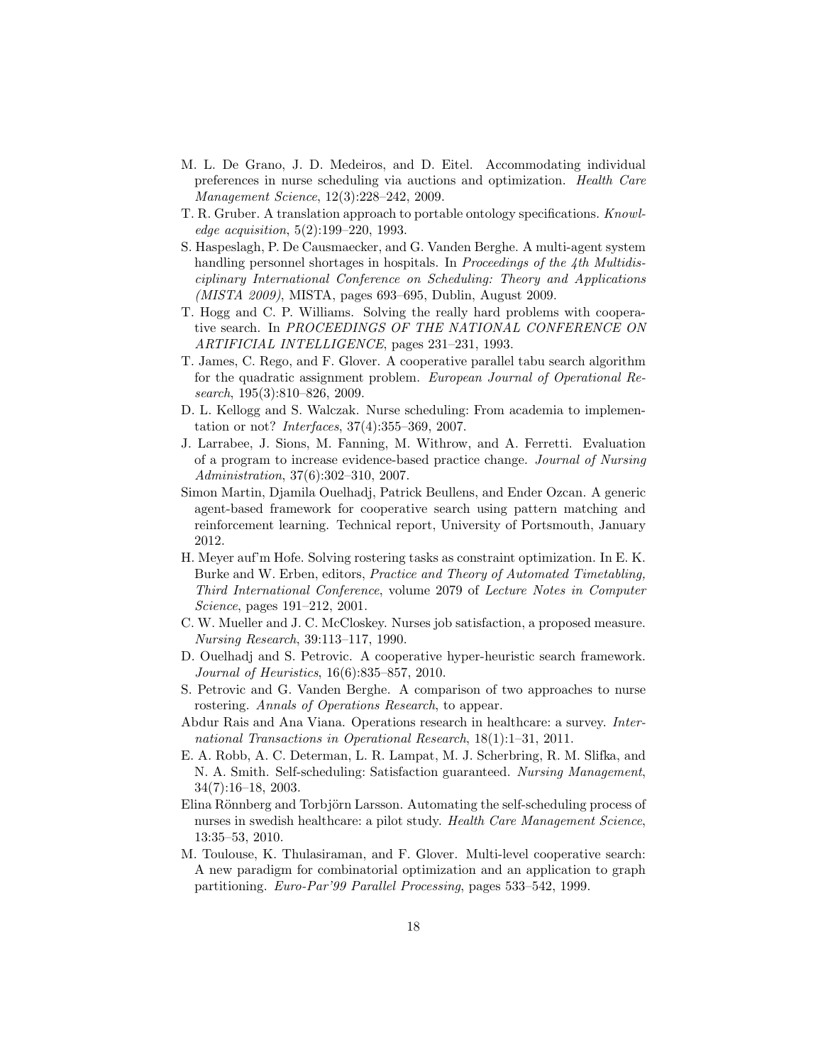M. L. De Grano, J. D. Medeiros, and D. Eitel. Accommodating individual preferences in nurse scheduling via auctions and optimization. *Health Care Management Science*, 12(3):228–242, 2009.

T. R. Gruber. A translation approach to portable ontology specifications. *Knowledge acquisition*, 5(2):199–220, 1993.

S. Haspeslagh, P. De Causmaecker, and G. Vanden Berghe. A multi-agent system handling personnel shortages in hospitals. In *Proceedings of the 4th Multidisciplinary International Conference on Scheduling: Theory and Applications (MISTA 2009)*, MISTA, pages 693–695, Dublin, August 2009.

T. Hogg and C. P. Williams. Solving the really hard problems with cooperative search. In *PROCEEDINGS OF THE NATIONAL CONFERENCE ON ARTIFICIAL INTELLIGENCE*, pages 231–231, 1993.

T. James, C. Rego, and F. Glover. A cooperative parallel tabu search algorithm for the quadratic assignment problem. *European Journal of Operational Research*, 195(3):810–826, 2009.

D. L. Kellogg and S. Walczak. Nurse scheduling: From academia to implementation or not? *Interfaces*, 37(4):355–369, 2007.

J. Larrabee, J. Sions, M. Fanning, M. Withrow, and A. Ferretti. Evaluation of a program to increase evidence-based practice change. *Journal of Nursing Administration*, 37(6):302–310, 2007.

Simon Martin, Djamila Ouelhadj, Patrick Beullens, and Ender Ozcan. A generic agent-based framework for cooperative search using pattern matching and reinforcement learning. Technical report, University of Portsmouth, January 2012.

H. Meyer auf'm Hofe. Solving rostering tasks as constraint optimization. In E. K. Burke and W. Erben, editors, *Practice and Theory of Automated Timetabling, Third International Conference*, volume 2079 of *Lecture Notes in Computer Science*, pages 191–212, 2001.

C. W. Mueller and J. C. McCloskey. Nurses job satisfaction, a proposed measure. *Nursing Research*, 39:113–117, 1990.

D. Ouelhadj and S. Petrovic. A cooperative hyper-heuristic search framework. *Journal of Heuristics*, 16(6):835–857, 2010.

S. Petrovic and G. Vanden Berghe. A comparison of two approaches to nurse rostering. *Annals of Operations Research*, to appear.

Abdur Rais and Ana Viana. Operations research in healthcare: a survey. *International Transactions in Operational Research*, 18(1):1–31, 2011.

E. A. Robb, A. C. Determan, L. R. Lampat, M. J. Scherbring, R. M. Slifka, and N. A. Smith. Self-scheduling: Satisfaction guaranteed. *Nursing Management*, 34(7):16–18, 2003.

Elina Rönnberg and Torbjörn Larsson. Automating the self-scheduling process of nurses in swedish healthcare: a pilot study. *Health Care Management Science*, 13:35–53, 2010.

M. Toulouse, K. Thulasiraman, and F. Glover. Multi-level cooperative search: A new paradigm for combinatorial optimization and an application to graph partitioning. *Euro-Par'99 Parallel Processing*, pages 533–542, 1999.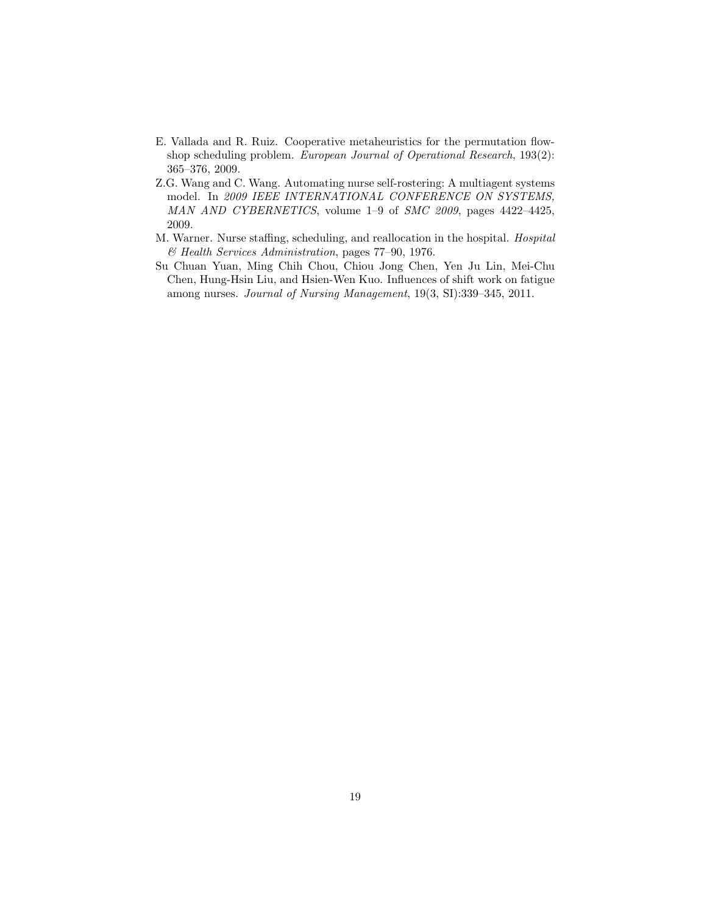E. Vallada and R. Ruiz. Cooperative metaheuristics for the permutation flowshop scheduling problem. *European Journal of Operational Research*, 193(2): 365–376, 2009.

Z.G. Wang and C. Wang. Automating nurse self-rostering: A multiagent systems model. In *2009 IEEE INTERNATIONAL CONFERENCE ON SYSTEMS, MAN AND CYBERNETICS*, volume 1–9 of *SMC 2009*, pages 4422–4425, 2009.

M. Warner. Nurse staffing, scheduling, and reallocation in the hospital. *Hospital & Health Services Administration*, pages 77–90, 1976.

Su Chuan Yuan, Ming Chih Chou, Chiou Jong Chen, Yen Ju Lin, Mei-Chu Chen, Hung-Hsin Liu, and Hsien-Wen Kuo. Influences of shift work on fatigue among nurses. *Journal of Nursing Management*, 19(3, SI):339–345, 2011.